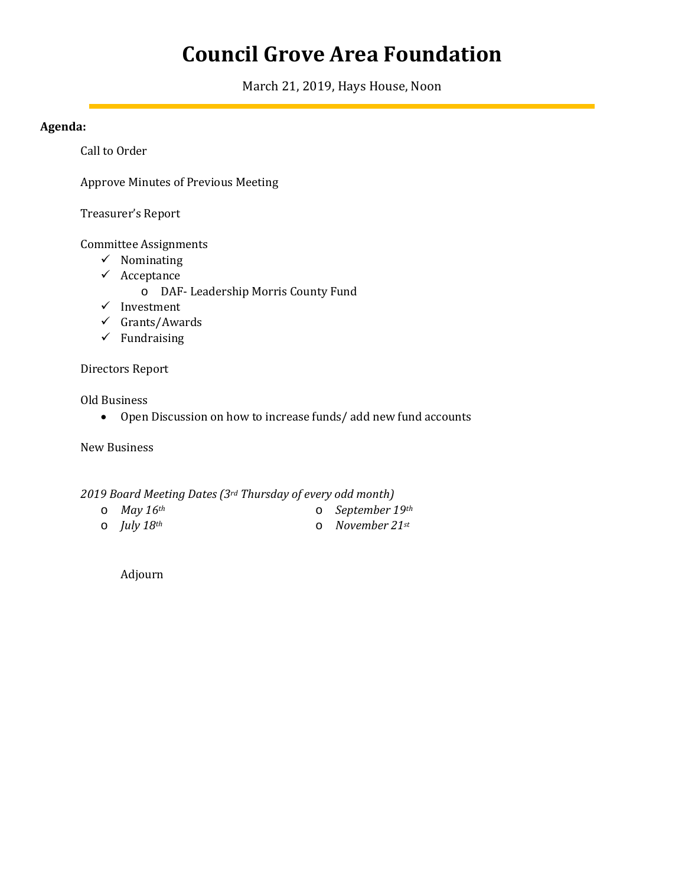# Council Grove Area Foundation

March 21, 2019, Hays House, Noon

**Agenda:**

Call to Order

Approve Minutes of Previous Meeting

Treasurer's Report

Committee Assignments

- ✓ Nominating
- ✓ Acceptance
  - o DAF- Leadership Morris County Fund
- ✓ Investment
- ✓ Grants/Awards
- ✓ Fundraising

Directors Report

Old Business

- Open Discussion on how to increase funds/ add new fund accounts

New Business

*2019 Board Meeting Dates (3rd Thursday of every odd month)*

- o *May 16th*
- o *July 18th*
- o *September 19th*
- o *November 21st*

Adjourn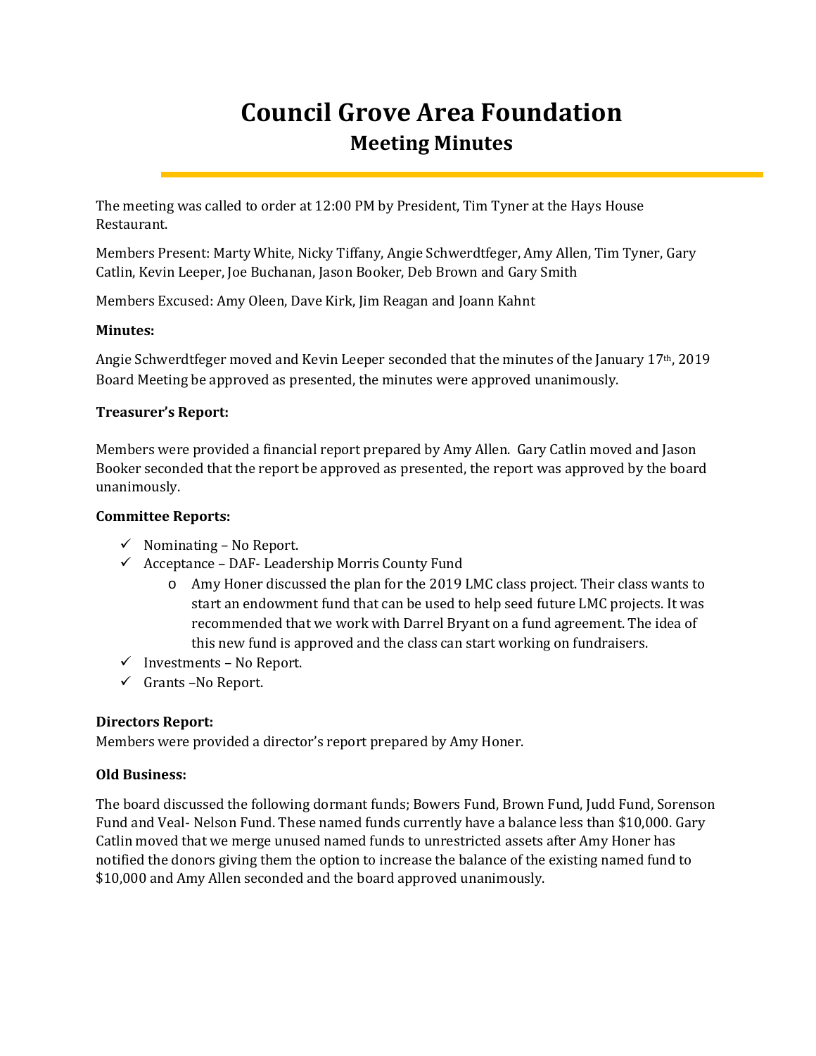# Council Grove Area Foundation

## Meeting Minutes

The meeting was called to order at 12:00 PM by President, Tim Tyner at the Hays House Restaurant.

Members Present: Marty White, Nicky Tiffany, Angie Schwerdtfeger, Amy Allen, Tim Tyner, Gary Catlin, Kevin Leeper, Joe Buchanan, Jason Booker, Deb Brown and Gary Smith

Members Excused: Amy Oleen, Dave Kirk, Jim Reagan and Joann Kahnt

**Minutes:**

Angie Schwerdtfeger moved and Kevin Leeper seconded that the minutes of the January 17th, 2019 Board Meeting be approved as presented, the minutes were approved unanimously.

**Treasurer's Report:**

Members were provided a financial report prepared by Amy Allen. Gary Catlin moved and Jason Booker seconded that the report be approved as presented, the report was approved by the board unanimously.

**Committee Reports:**

- ✓ Nominating – No Report.
- ✓ Acceptance – DAF- Leadership Morris County Fund
  - Amy Honer discussed the plan for the 2019 LMC class project. Their class wants to start an endowment fund that can be used to help seed future LMC projects. It was recommended that we work with Darrel Bryant on a fund agreement. The idea of this new fund is approved and the class can start working on fundraisers.
- ✓ Investments – No Report.
- ✓ Grants –No Report.

**Directors Report:**

Members were provided a director's report prepared by Amy Honer.

**Old Business:**

The board discussed the following dormant funds; Bowers Fund, Brown Fund, Judd Fund, Sorenson Fund and Veal- Nelson Fund. These named funds currently have a balance less than $10,000. Gary Catlin moved that we merge unused named funds to unrestricted assets after Amy Honer has notified the donors giving them the option to increase the balance of the existing named fund to $10,000 and Amy Allen seconded and the board approved unanimously.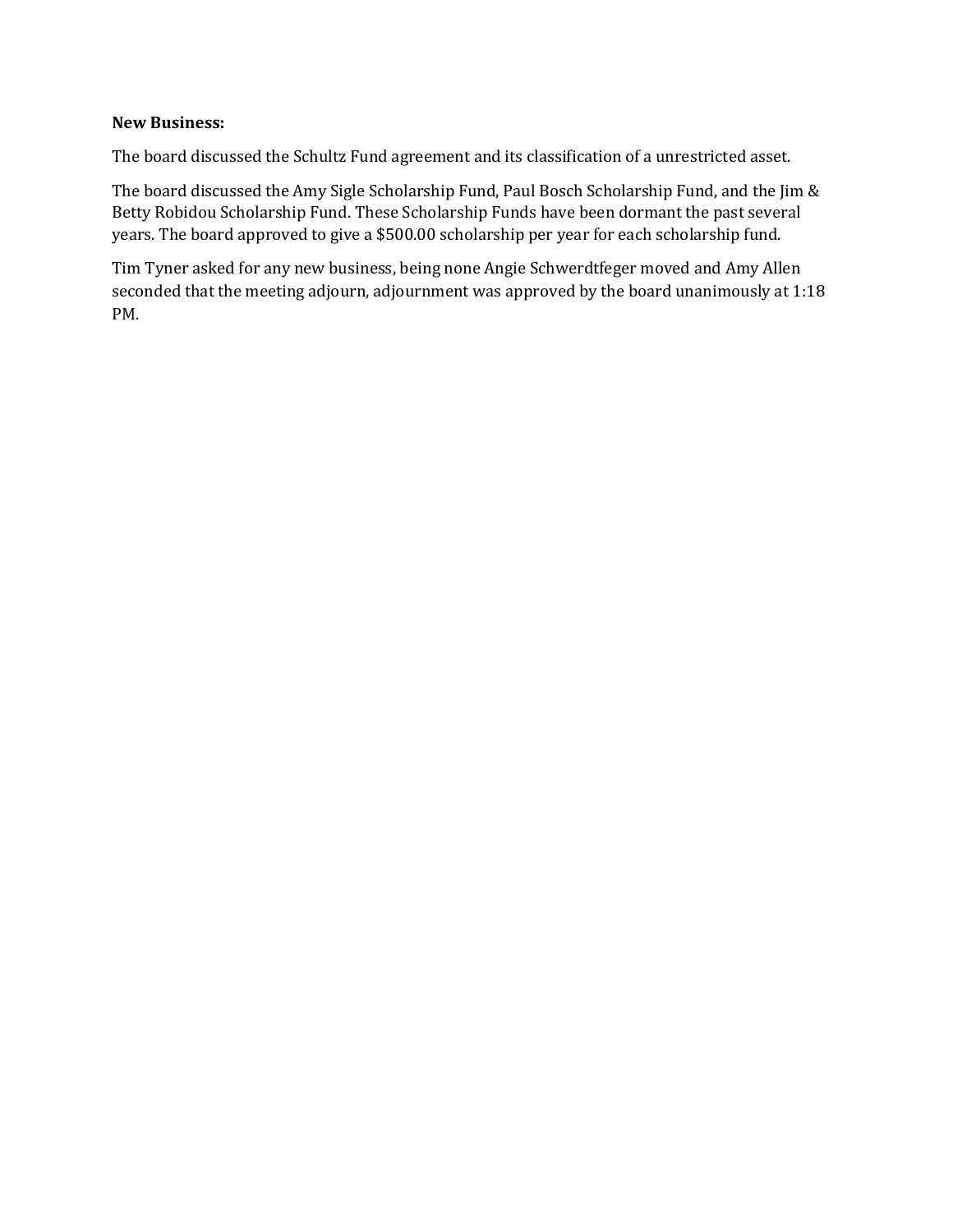**New Business:**

The board discussed the Schultz Fund agreement and its classification of a unrestricted asset.

The board discussed the Amy Sigle Scholarship Fund, Paul Bosch Scholarship Fund, and the Jim & Betty Robidou Scholarship Fund. These Scholarship Funds have been dormant the past several years. The board approved to give a $500.00 scholarship per year for each scholarship fund.

Tim Tyner asked for any new business, being none Angie Schwerdtfeger moved and Amy Allen seconded that the meeting adjourn, adjournment was approved by the board unanimously at 1:18 PM.